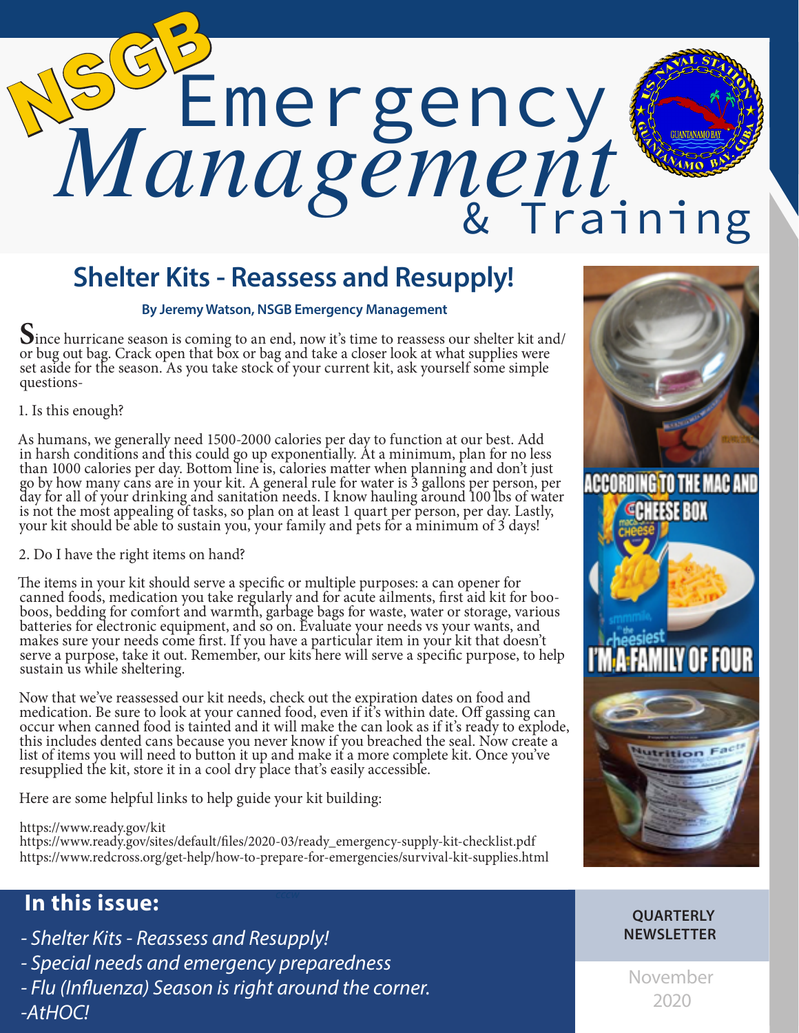# NSGB Emergency Management & Training

## Shelter Kits - Reassess and Resupply!

**By Jeremy Watson, NSGB Emergency Management**

Since hurricane season is coming to an end, now it's time to reassess our shelter kit and/or bug out bag. Crack open that box or bag and take a closer look at what supplies were set aside for the season. As you take stock of your current kit, ask yourself some simple questions-

1. Is this enough?

As humans, we generally need 1500-2000 calories per day to function at our best. Add in harsh conditions and this could go up exponentially. At a minimum, plan for no less than 1000 calories per day. Bottom line is, calories matter when planning and don't just go by how many cans are in your kit. A general rule for water is 3 gallons per person, per day for all of your drinking and sanitation needs. I know hauling around 100 lbs of water is not the most appealing of tasks, so plan on at least 1 quart per person, per day. Lastly, your kit should be able to sustain you, your family and pets for a minimum of 3 days!

2. Do I have the right items on hand?

The items in your kit should serve a specific or multiple purposes: a can opener for canned foods, medication you take regularly and for acute ailments, first aid kit for boo-boos, bedding for comfort and warmth, garbage bags for waste, water or storage, various batteries for electronic equipment, and so on. Evaluate your needs vs your wants, and makes sure your needs come first. If you have a particular item in your kit that doesn't serve a purpose, take it out. Remember, our kits here will serve a specific purpose, to help sustain us while sheltering.

Now that we've reassessed our kit needs, check out the expiration dates on food and medication. Be sure to look at your canned food, even if it's within date. Off gassing can occur when canned food is tainted and it will make the can look as if it's ready to explode, this includes dented cans because you never know if you breached the seal. Now create a list of items you will need to button it up and make it a more complete kit. Once you've resupplied the kit, store it in a cool dry place that's easily accessible.

Here are some helpful links to help guide your kit building:

https://www.ready.gov/kit
https://www.ready.gov/sites/default/files/2020-03/ready_emergency-supply-kit-checklist.pdf
https://www.redcross.org/get-help/how-to-prepare-for-emergencies/survival-kit-supplies.html

ACCORDING TO THE MAC AND CHEESE BOX

I'M A FAMILY OF FOUR

## In this issue:

*- Shelter Kits - Reassess and Resupply!*
*- Special needs and emergency preparedness*
*- Flu (Influenza) Season is right around the corner.*
*-AtHOC!*

**QUARTERLY NEWSLETTER**

November 2020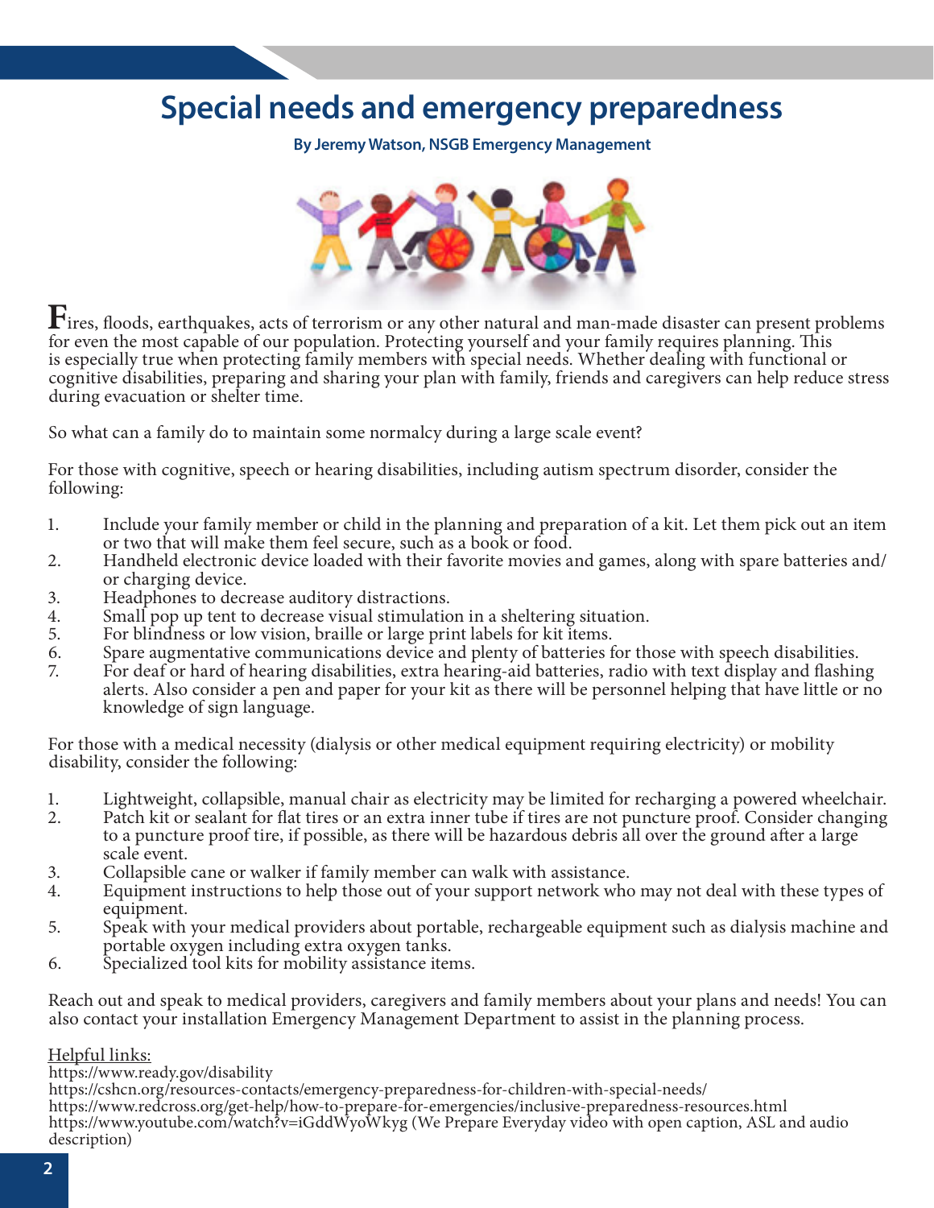# Special needs and emergency preparedness

**By Jeremy Watson, NSGB Emergency Management**

Fires, floods, earthquakes, acts of terrorism or any other natural and man-made disaster can present problems for even the most capable of our population. Protecting yourself and your family requires planning. This is especially true when protecting family members with special needs. Whether dealing with functional or cognitive disabilities, preparing and sharing your plan with family, friends and caregivers can help reduce stress during evacuation or shelter time.

So what can a family do to maintain some normalcy during a large scale event?

For those with cognitive, speech or hearing disabilities, including autism spectrum disorder, consider the following:

1. Include your family member or child in the planning and preparation of a kit. Let them pick out an item or two that will make them feel secure, such as a book or food.
2. Handheld electronic device loaded with their favorite movies and games, along with spare batteries and/or charging device.
3. Headphones to decrease auditory distractions.
4. Small pop up tent to decrease visual stimulation in a sheltering situation.
5. For blindness or low vision, braille or large print labels for kit items.
6. Spare augmentative communications device and plenty of batteries for those with speech disabilities.
7. For deaf or hard of hearing disabilities, extra hearing-aid batteries, radio with text display and flashing alerts. Also consider a pen and paper for your kit as there will be personnel helping that have little or no knowledge of sign language.

For those with a medical necessity (dialysis or other medical equipment requiring electricity) or mobility disability, consider the following:

1. Lightweight, collapsible, manual chair as electricity may be limited for recharging a powered wheelchair.
2. Patch kit or sealant for flat tires or an extra inner tube if tires are not puncture proof. Consider changing to a puncture proof tire, if possible, as there will be hazardous debris all over the ground after a large scale event.
3. Collapsible cane or walker if family member can walk with assistance.
4. Equipment instructions to help those out of your support network who may not deal with these types of equipment.
5. Speak with your medical providers about portable, rechargeable equipment such as dialysis machine and portable oxygen including extra oxygen tanks.
6. Specialized tool kits for mobility assistance items.

Reach out and speak to medical providers, caregivers and family members about your plans and needs! You can also contact your installation Emergency Management Department to assist in the planning process.

Helpful links:

https://www.ready.gov/disability

https://cshcn.org/resources-contacts/emergency-preparedness-for-children-with-special-needs/

https://www.redcross.org/get-help/how-to-prepare-for-emergencies/inclusive-preparedness-resources.html

https://www.youtube.com/watch?v=iGddWyoWkyg (We Prepare Everyday video with open caption, ASL and audio description)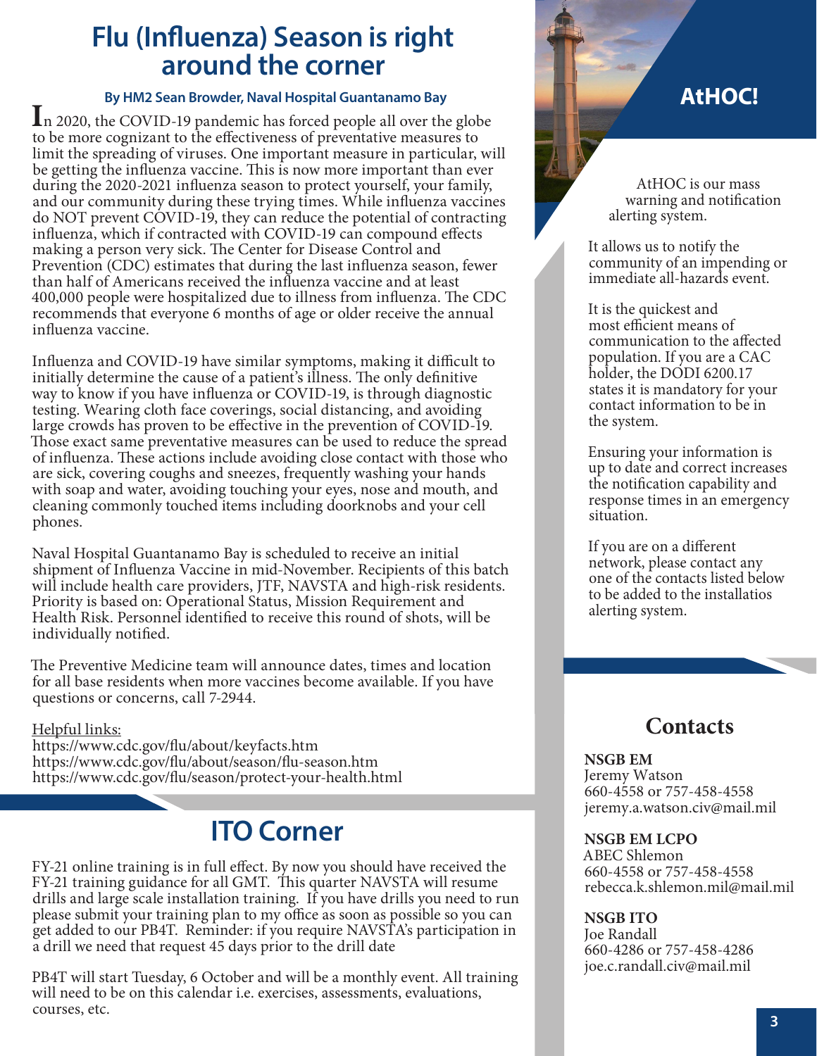# Flu (Influenza) Season is right around the corner

**By HM2 Sean Browder, Naval Hospital Guantanamo Bay**

In 2020, the COVID-19 pandemic has forced people all over the globe to be more cognizant to the effectiveness of preventative measures to limit the spreading of viruses. One important measure in particular, will be getting the influenza vaccine. This is now more important than ever during the 2020-2021 influenza season to protect yourself, your family, and our community during these trying times. While influenza vaccines do NOT prevent COVID-19, they can reduce the potential of contracting influenza, which if contracted with COVID-19 can compound effects making a person very sick. The Center for Disease Control and Prevention (CDC) estimates that during the last influenza season, fewer than half of Americans received the influenza vaccine and at least 400,000 people were hospitalized due to illness from influenza. The CDC recommends that everyone 6 months of age or older receive the annual influenza vaccine.

Influenza and COVID-19 have similar symptoms, making it difficult to initially determine the cause of a patient's illness. The only definitive way to know if you have influenza or COVID-19, is through diagnostic testing. Wearing cloth face coverings, social distancing, and avoiding large crowds has proven to be effective in the prevention of COVID-19. Those exact same preventative measures can be used to reduce the spread of influenza. These actions include avoiding close contact with those who are sick, covering coughs and sneezes, frequently washing your hands with soap and water, avoiding touching your eyes, nose and mouth, and cleaning commonly touched items including doorknobs and your cell phones.

Naval Hospital Guantanamo Bay is scheduled to receive an initial shipment of Influenza Vaccine in mid-November. Recipients of this batch will include health care providers, JTF, NAVSTA and high-risk residents. Priority is based on: Operational Status, Mission Requirement and Health Risk. Personnel identified to receive this round of shots, will be individually notified.

The Preventive Medicine team will announce dates, times and location for all base residents when more vaccines become available. If you have questions or concerns, call 7-2944.

Helpful links:
https://www.cdc.gov/flu/about/keyfacts.htm
https://www.cdc.gov/flu/about/season/flu-season.htm
https://www.cdc.gov/flu/season/protect-your-health.html

# ITO Corner

FY-21 online training is in full effect. By now you should have received the FY-21 training guidance for all GMT. This quarter NAVSTA will resume drills and large scale installation training. If you have drills you need to run please submit your training plan to my office as soon as possible so you can get added to our PB4T. Reminder: if you require NAVSTA's participation in a drill we need that request 45 days prior to the drill date

PB4T will start Tuesday, 6 October and will be a monthly event. All training will need to be on this calendar i.e. exercises, assessments, evaluations, courses, etc.

# AtHOC!

AtHOC is our mass warning and notification alerting system.

It allows us to notify the community of an impending or immediate all-hazards event.

It is the quickest and most efficient means of communication to the affected population. If you are a CAC holder, the DODI 6200.17 states it is mandatory for your contact information to be in the system.

Ensuring your information is up to date and correct increases the notification capability and response times in an emergency situation.

If you are on a different network, please contact any one of the contacts listed below to be added to the installatios alerting system.

## Contacts

**NSGB EM**
Jeremy Watson
660-4558 or 757-458-4558
jeremy.a.watson.civ@mail.mil

**NSGB EM LCPO**
ABEC Shlemon
660-4558 or 757-458-4558
rebecca.k.shlemon.mil@mail.mil

**NSGB ITO**
Joe Randall
660-4286 or 757-458-4286
joe.c.randall.civ@mail.mil